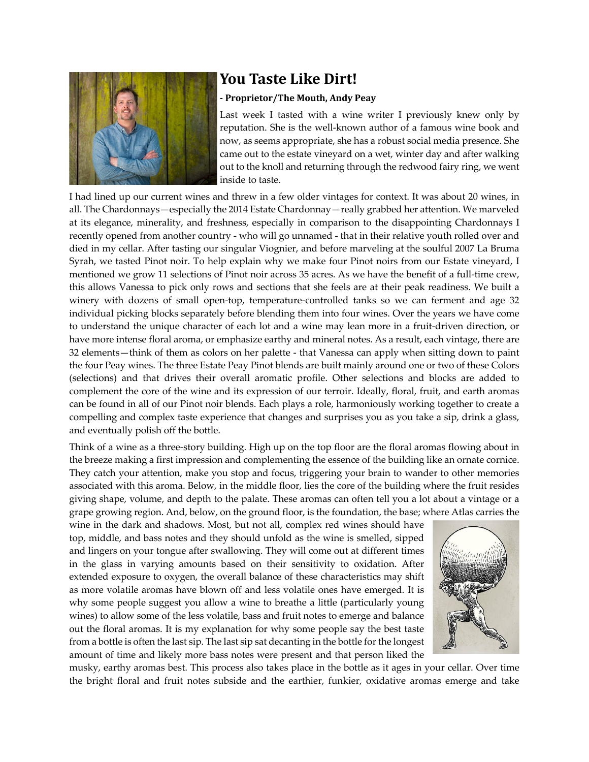# You Taste Like Dirt!

**- Proprietor/The Mouth, Andy Peay**

Last week I tasted with a wine writer I previously knew only by reputation. She is the well-known author of a famous wine book and now, as seems appropriate, she has a robust social media presence. She came out to the estate vineyard on a wet, winter day and after walking out to the knoll and returning through the redwood fairy ring, we went inside to taste.

I had lined up our current wines and threw in a few older vintages for context. It was about 20 wines, in all. The Chardonnays—especially the 2014 Estate Chardonnay—really grabbed her attention. We marveled at its elegance, minerality, and freshness, especially in comparison to the disappointing Chardonnays I recently opened from another country - who will go unnamed - that in their relative youth rolled over and died in my cellar. After tasting our singular Viognier, and before marveling at the soulful 2007 La Bruma Syrah, we tasted Pinot noir. To help explain why we make four Pinot noirs from our Estate vineyard, I mentioned we grow 11 selections of Pinot noir across 35 acres. As we have the benefit of a full-time crew, this allows Vanessa to pick only rows and sections that she feels are at their peak readiness. We built a winery with dozens of small open-top, temperature-controlled tanks so we can ferment and age 32 individual picking blocks separately before blending them into four wines. Over the years we have come to understand the unique character of each lot and a wine may lean more in a fruit-driven direction, or have more intense floral aroma, or emphasize earthy and mineral notes. As a result, each vintage, there are 32 elements—think of them as colors on her palette - that Vanessa can apply when sitting down to paint the four Peay wines. The three Estate Peay Pinot blends are built mainly around one or two of these Colors (selections) and that drives their overall aromatic profile. Other selections and blocks are added to complement the core of the wine and its expression of our terroir. Ideally, floral, fruit, and earth aromas can be found in all of our Pinot noir blends. Each plays a role, harmoniously working together to create a compelling and complex taste experience that changes and surprises you as you take a sip, drink a glass, and eventually polish off the bottle.

Think of a wine as a three-story building. High up on the top floor are the floral aromas flowing about in the breeze making a first impression and complementing the essence of the building like an ornate cornice. They catch your attention, make you stop and focus, triggering your brain to wander to other memories associated with this aroma. Below, in the middle floor, lies the core of the building where the fruit resides giving shape, volume, and depth to the palate. These aromas can often tell you a lot about a vintage or a grape growing region. And, below, on the ground floor, is the foundation, the base; where Atlas carries the wine in the dark and shadows. Most, but not all, complex red wines should have top, middle, and bass notes and they should unfold as the wine is smelled, sipped and lingers on your tongue after swallowing. They will come out at different times in the glass in varying amounts based on their sensitivity to oxidation. After extended exposure to oxygen, the overall balance of these characteristics may shift as more volatile aromas have blown off and less volatile ones have emerged. It is why some people suggest you allow a wine to breathe a little (particularly young wines) to allow some of the less volatile, bass and fruit notes to emerge and balance out the floral aromas. It is my explanation for why some people say the best taste from a bottle is often the last sip. The last sip sat decanting in the bottle for the longest amount of time and likely more bass notes were present and that person liked the musky, earthy aromas best. This process also takes place in the bottle as it ages in your cellar. Over time the bright floral and fruit notes subside and the earthier, funkier, oxidative aromas emerge and take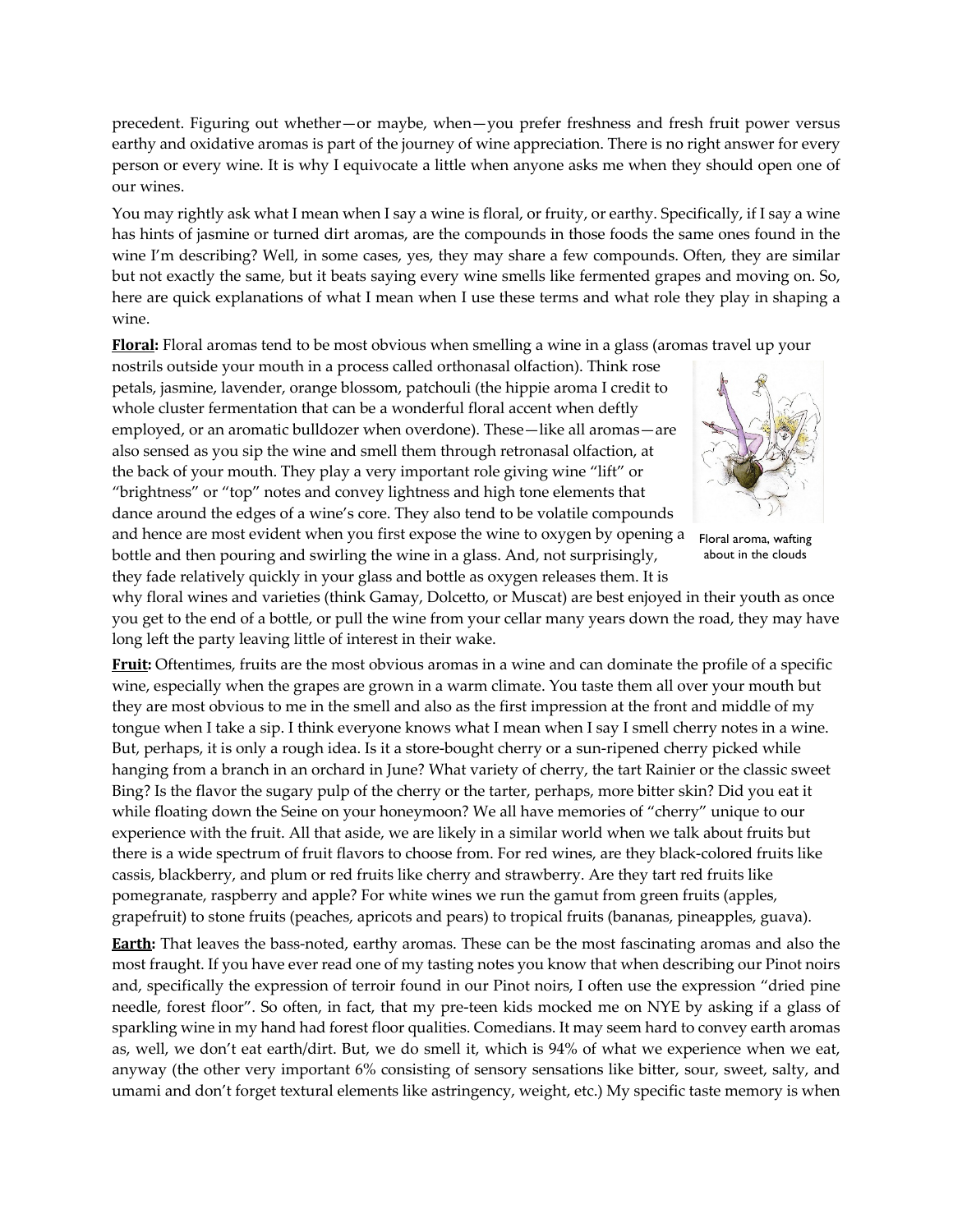precedent. Figuring out whether—or maybe, when—you prefer freshness and fresh fruit power versus earthy and oxidative aromas is part of the journey of wine appreciation. There is no right answer for every person or every wine. It is why I equivocate a little when anyone asks me when they should open one of our wines.

You may rightly ask what I mean when I say a wine is floral, or fruity, or earthy. Specifically, if I say a wine has hints of jasmine or turned dirt aromas, are the compounds in those foods the same ones found in the wine I'm describing? Well, in some cases, yes, they may share a few compounds. Often, they are similar but not exactly the same, but it beats saying every wine smells like fermented grapes and moving on. So, here are quick explanations of what I mean when I use these terms and what role they play in shaping a wine.

**Floral:** Floral aromas tend to be most obvious when smelling a wine in a glass (aromas travel up your nostrils outside your mouth in a process called orthonasal olfaction). Think rose petals, jasmine, lavender, orange blossom, patchouli (the hippie aroma I credit to whole cluster fermentation that can be a wonderful floral accent when deftly employed, or an aromatic bulldozer when overdone). These—like all aromas—are also sensed as you sip the wine and smell them through retronasal olfaction, at the back of your mouth. They play a very important role giving wine "lift" or "brightness" or "top" notes and convey lightness and high tone elements that dance around the edges of a wine's core. They also tend to be volatile compounds and hence are most evident when you first expose the wine to oxygen by opening a bottle and then pouring and swirling the wine in a glass. And, not surprisingly, they fade relatively quickly in your glass and bottle as oxygen releases them. It is why floral wines and varieties (think Gamay, Dolcetto, or Muscat) are best enjoyed in their youth as once you get to the end of a bottle, or pull the wine from your cellar many years down the road, they may have long left the party leaving little of interest in their wake.

Floral aroma, wafting about in the clouds

**Fruit:** Oftentimes, fruits are the most obvious aromas in a wine and can dominate the profile of a specific wine, especially when the grapes are grown in a warm climate. You taste them all over your mouth but they are most obvious to me in the smell and also as the first impression at the front and middle of my tongue when I take a sip. I think everyone knows what I mean when I say I smell cherry notes in a wine. But, perhaps, it is only a rough idea. Is it a store-bought cherry or a sun-ripened cherry picked while hanging from a branch in an orchard in June? What variety of cherry, the tart Rainier or the classic sweet Bing? Is the flavor the sugary pulp of the cherry or the tarter, perhaps, more bitter skin? Did you eat it while floating down the Seine on your honeymoon? We all have memories of "cherry" unique to our experience with the fruit. All that aside, we are likely in a similar world when we talk about fruits but there is a wide spectrum of fruit flavors to choose from. For red wines, are they black-colored fruits like cassis, blackberry, and plum or red fruits like cherry and strawberry. Are they tart red fruits like pomegranate, raspberry and apple? For white wines we run the gamut from green fruits (apples, grapefruit) to stone fruits (peaches, apricots and pears) to tropical fruits (bananas, pineapples, guava).

**Earth:** That leaves the bass-noted, earthy aromas. These can be the most fascinating aromas and also the most fraught. If you have ever read one of my tasting notes you know that when describing our Pinot noirs and, specifically the expression of terroir found in our Pinot noirs, I often use the expression "dried pine needle, forest floor". So often, in fact, that my pre-teen kids mocked me on NYE by asking if a glass of sparkling wine in my hand had forest floor qualities. Comedians. It may seem hard to convey earth aromas as, well, we don't eat earth/dirt. But, we do smell it, which is 94% of what we experience when we eat, anyway (the other very important 6% consisting of sensory sensations like bitter, sour, sweet, salty, and umami and don't forget textural elements like astringency, weight, etc.) My specific taste memory is when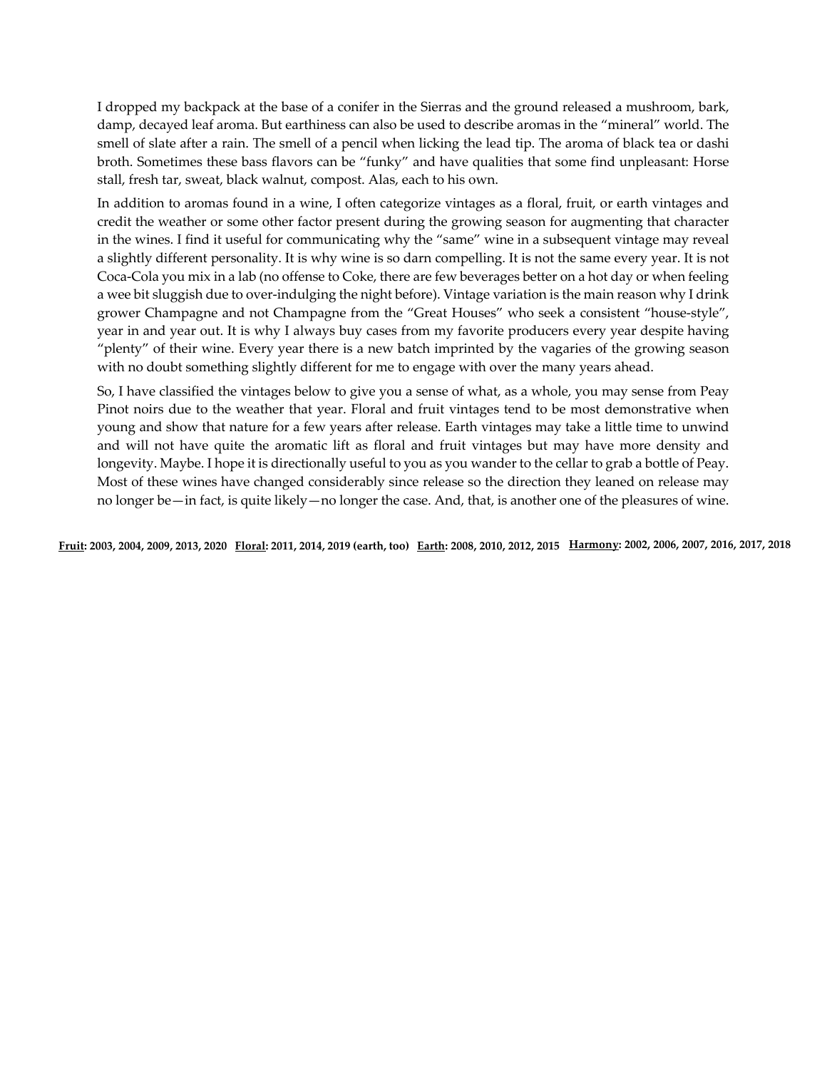I dropped my backpack at the base of a conifer in the Sierras and the ground released a mushroom, bark, damp, decayed leaf aroma. But earthiness can also be used to describe aromas in the "mineral" world. The smell of slate after a rain. The smell of a pencil when licking the lead tip. The aroma of black tea or dashi broth. Sometimes these bass flavors can be "funky" and have qualities that some find unpleasant: Horse stall, fresh tar, sweat, black walnut, compost. Alas, each to his own.

In addition to aromas found in a wine, I often categorize vintages as a floral, fruit, or earth vintages and credit the weather or some other factor present during the growing season for augmenting that character in the wines. I find it useful for communicating why the "same" wine in a subsequent vintage may reveal a slightly different personality. It is why wine is so darn compelling. It is not the same every year. It is not Coca-Cola you mix in a lab (no offense to Coke, there are few beverages better on a hot day or when feeling a wee bit sluggish due to over-indulging the night before). Vintage variation is the main reason why I drink grower Champagne and not Champagne from the "Great Houses" who seek a consistent "house-style", year in and year out. It is why I always buy cases from my favorite producers every year despite having "plenty" of their wine. Every year there is a new batch imprinted by the vagaries of the growing season with no doubt something slightly different for me to engage with over the many years ahead.

So, I have classified the vintages below to give you a sense of what, as a whole, you may sense from Peay Pinot noirs due to the weather that year. Floral and fruit vintages tend to be most demonstrative when young and show that nature for a few years after release. Earth vintages may take a little time to unwind and will not have quite the aromatic lift as floral and fruit vintages but may have more density and longevity. Maybe. I hope it is directionally useful to you as you wander to the cellar to grab a bottle of Peay. Most of these wines have changed considerably since release so the direction they leaned on release may no longer be—in fact, is quite likely—no longer the case. And, that, is another one of the pleasures of wine.

**Fruit: 2003, 2004, 2009, 2013, 2020** **Floral: 2011, 2014, 2019 (earth, too)** **Earth: 2008, 2010, 2012, 2015** **Harmony: 2002, 2006, 2007, 2016, 2017, 2018**